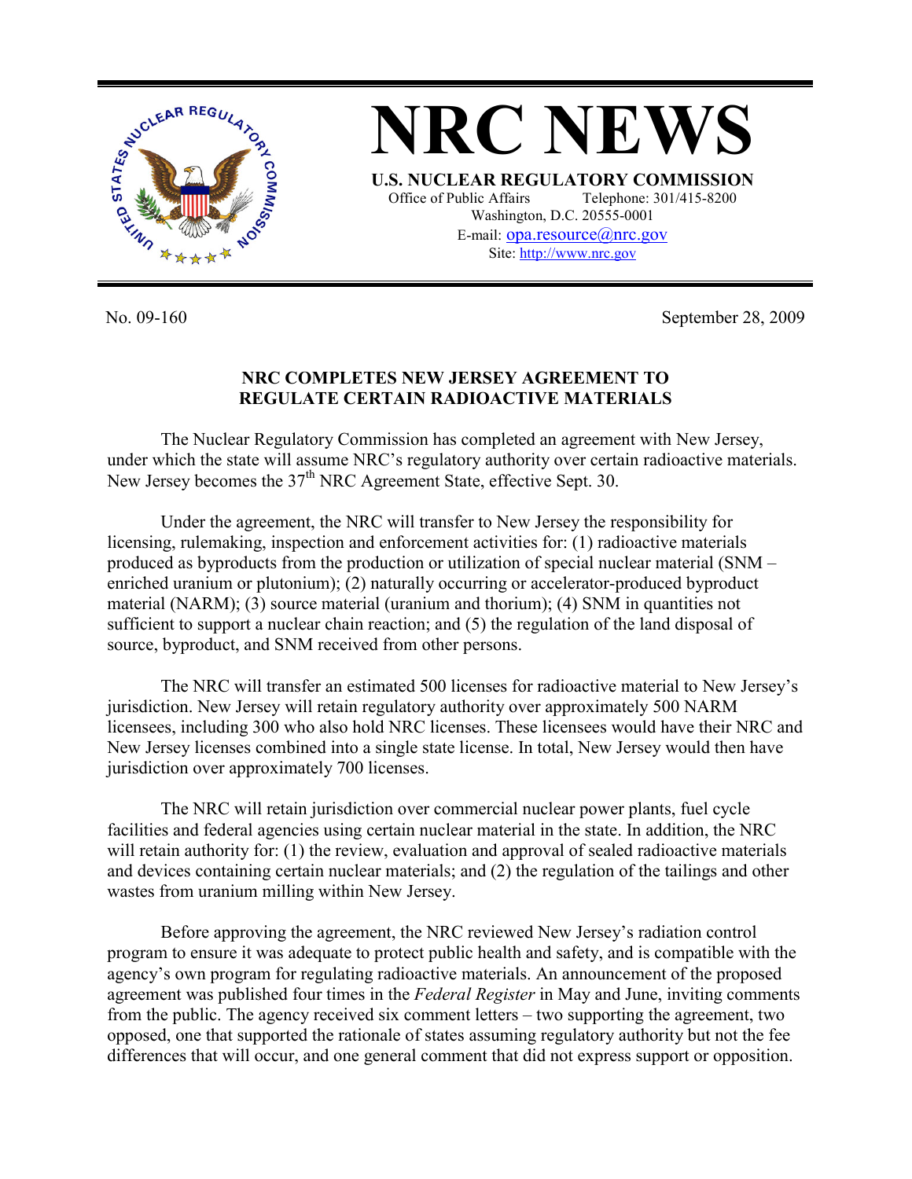# NRC NEWS

**U.S. NUCLEAR REGULATORY COMMISSION**

Office of Public Affairs Telephone: 301/415-8200
Washington, D.C. 20555-0001
E-mail: opa.resource@nrc.gov
Site: http://www.nrc.gov

No. 09-160 September 28, 2009

## NRC COMPLETES NEW JERSEY AGREEMENT TO REGULATE CERTAIN RADIOACTIVE MATERIALS

The Nuclear Regulatory Commission has completed an agreement with New Jersey, under which the state will assume NRC's regulatory authority over certain radioactive materials. New Jersey becomes the 37th NRC Agreement State, effective Sept. 30.

Under the agreement, the NRC will transfer to New Jersey the responsibility for licensing, rulemaking, inspection and enforcement activities for: (1) radioactive materials produced as byproducts from the production or utilization of special nuclear material (SNM – enriched uranium or plutonium); (2) naturally occurring or accelerator-produced byproduct material (NARM); (3) source material (uranium and thorium); (4) SNM in quantities not sufficient to support a nuclear chain reaction; and (5) the regulation of the land disposal of source, byproduct, and SNM received from other persons.

The NRC will transfer an estimated 500 licenses for radioactive material to New Jersey's jurisdiction. New Jersey will retain regulatory authority over approximately 500 NARM licensees, including 300 who also hold NRC licenses. These licensees would have their NRC and New Jersey licenses combined into a single state license. In total, New Jersey would then have jurisdiction over approximately 700 licenses.

The NRC will retain jurisdiction over commercial nuclear power plants, fuel cycle facilities and federal agencies using certain nuclear material in the state. In addition, the NRC will retain authority for: (1) the review, evaluation and approval of sealed radioactive materials and devices containing certain nuclear materials; and (2) the regulation of the tailings and other wastes from uranium milling within New Jersey.

Before approving the agreement, the NRC reviewed New Jersey's radiation control program to ensure it was adequate to protect public health and safety, and is compatible with the agency's own program for regulating radioactive materials. An announcement of the proposed agreement was published four times in the *Federal Register* in May and June, inviting comments from the public. The agency received six comment letters – two supporting the agreement, two opposed, one that supported the rationale of states assuming regulatory authority but not the fee differences that will occur, and one general comment that did not express support or opposition.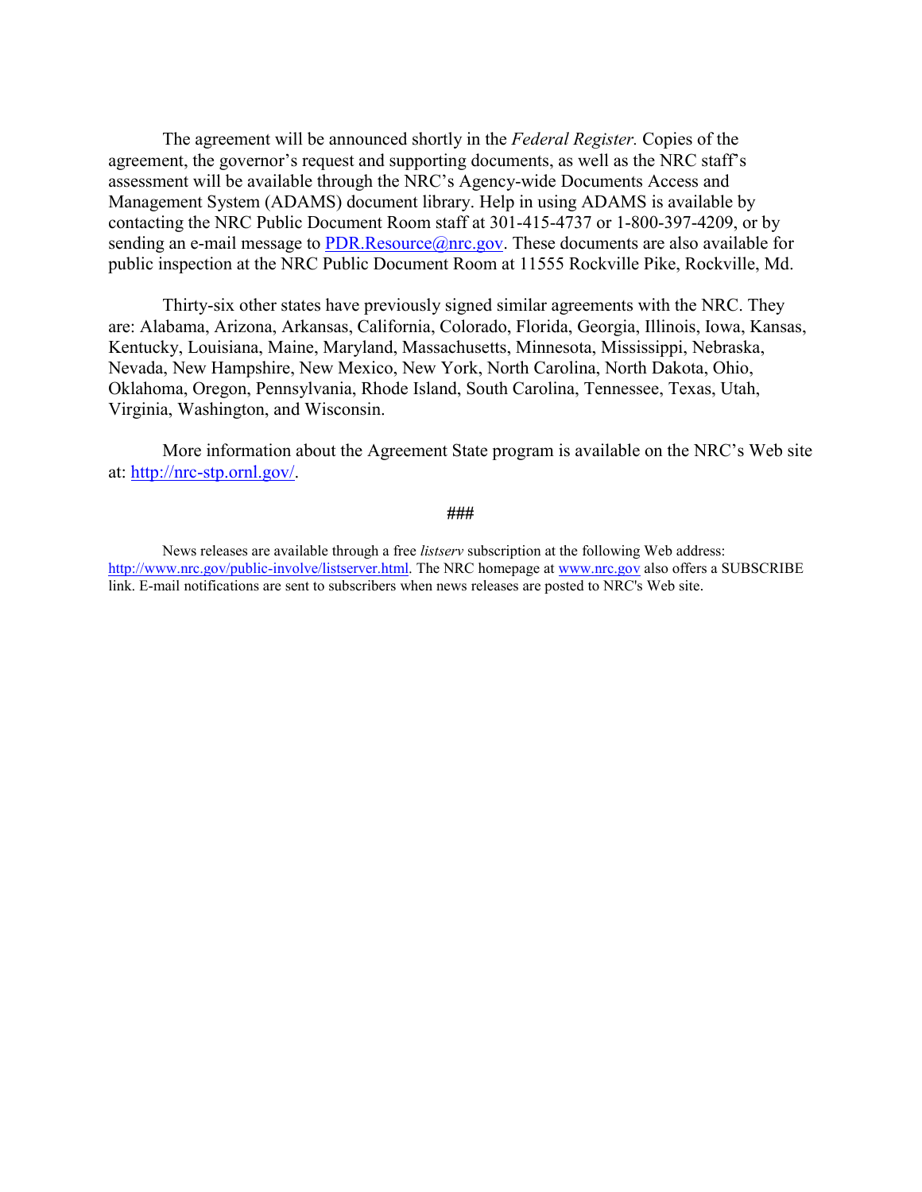The agreement will be announced shortly in the *Federal Register.* Copies of the agreement, the governor's request and supporting documents, as well as the NRC staff's assessment will be available through the NRC's Agency-wide Documents Access and Management System (ADAMS) document library. Help in using ADAMS is available by contacting the NRC Public Document Room staff at 301-415-4737 or 1-800-397-4209, or by sending an e-mail message to [PDR.Resource@nrc.gov](mailto:PDR.Resource@nrc.gov). These documents are also available for public inspection at the NRC Public Document Room at 11555 Rockville Pike, Rockville, Md.

Thirty-six other states have previously signed similar agreements with the NRC. They are: Alabama, Arizona, Arkansas, California, Colorado, Florida, Georgia, Illinois, Iowa, Kansas, Kentucky, Louisiana, Maine, Maryland, Massachusetts, Minnesota, Mississippi, Nebraska, Nevada, New Hampshire, New Mexico, New York, North Carolina, North Dakota, Ohio, Oklahoma, Oregon, Pennsylvania, Rhode Island, South Carolina, Tennessee, Texas, Utah, Virginia, Washington, and Wisconsin.

More information about the Agreement State program is available on the NRC's Web site at: [http://nrc-stp.ornl.gov/](http://nrc-stp.ornl.gov/).

###

News releases are available through a free *listserv* subscription at the following Web address: [http://www.nrc.gov/public-involve/listserver.html](http://www.nrc.gov/public-involve/listserver.html). The NRC homepage at [www.nrc.gov](http://www.nrc.gov) also offers a SUBSCRIBE link. E-mail notifications are sent to subscribers when news releases are posted to NRC's Web site.